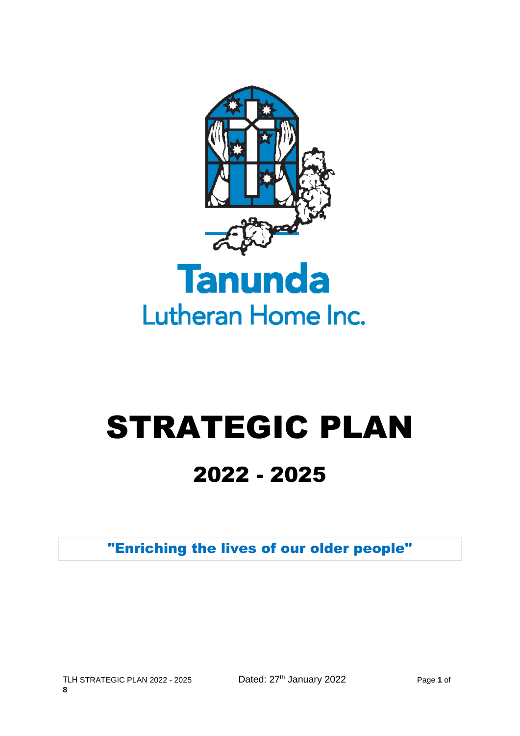# Tanunda

## Lutheran Home Inc.

# STRATEGIC PLAN

## 2022 - 2025

**"Enriching the lives of our older people"**

Dated: 27th January 2022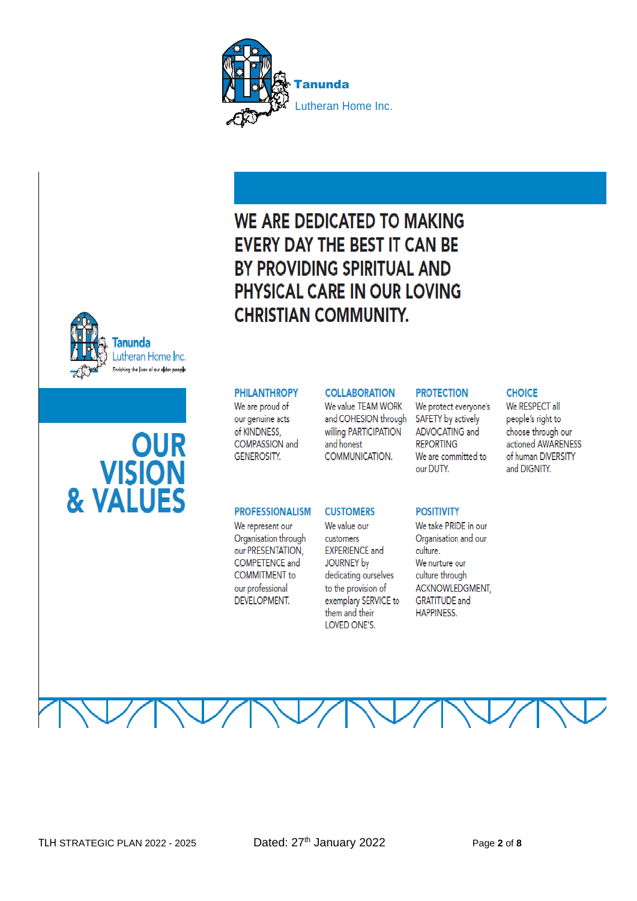Tanunda
Lutheran Home Inc.

Tanunda
Lutheran Home Inc.
Enriching the lives of our older people

# OUR VISION & VALUES

## WE ARE DEDICATED TO MAKING EVERY DAY THE BEST IT CAN BE BY PROVIDING SPIRITUAL AND PHYSICAL CARE IN OUR LOVING CHRISTIAN COMMUNITY.

### PHILANTHROPY
We are proud of our genuine acts of KINDNESS, COMPASSION and GENEROSITY.

### COLLABORATION
We value TEAM WORK and COHESION through willing PARTICIPATION and honest COMMUNICATION.

### PROTECTION
We protect everyone's SAFETY by actively ADVOCATING and REPORTING
We are committed to our DUTY.

### CHOICE
We RESPECT all people's right to choose through our actioned AWARENESS of human DIVERSITY and DIGNITY.

### PROFESSIONALISM
We represent our Organisation through our PRESENTATION, COMPETENCE and COMMITMENT to our professional DEVELOPMENT.

### CUSTOMERS
We value our customers EXPERIENCE and JOURNEY by dedicating ourselves to the provision of exemplary SERVICE to them and their LOVED ONE'S.

### POSITIVITY
We take PRIDE in our Organisation and our culture.
We nurture our culture through ACKNOWLEDGMENT, GRATITUDE and HAPPINESS.

TLH STRATEGIC PLAN 2022 - 2025 Dated: 27th January 2022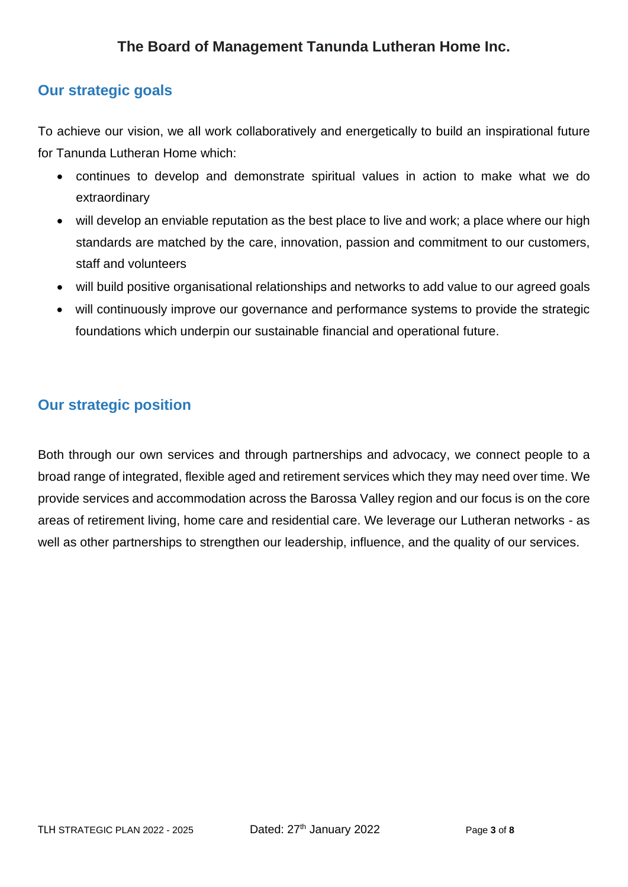## Our strategic goals

To achieve our vision, we all work collaboratively and energetically to build an inspirational future for Tanunda Lutheran Home which:

- continues to develop and demonstrate spiritual values in action to make what we do extraordinary
- will develop an enviable reputation as the best place to live and work; a place where our high standards are matched by the care, innovation, passion and commitment to our customers, staff and volunteers
- will build positive organisational relationships and networks to add value to our agreed goals
- will continuously improve our governance and performance systems to provide the strategic foundations which underpin our sustainable financial and operational future.

## Our strategic position

Both through our own services and through partnerships and advocacy, we connect people to a broad range of integrated, flexible aged and retirement services which they may need over time. We provide services and accommodation across the Barossa Valley region and our focus is on the core areas of retirement living, home care and residential care. We leverage our Lutheran networks - as well as other partnerships to strengthen our leadership, influence, and the quality of our services.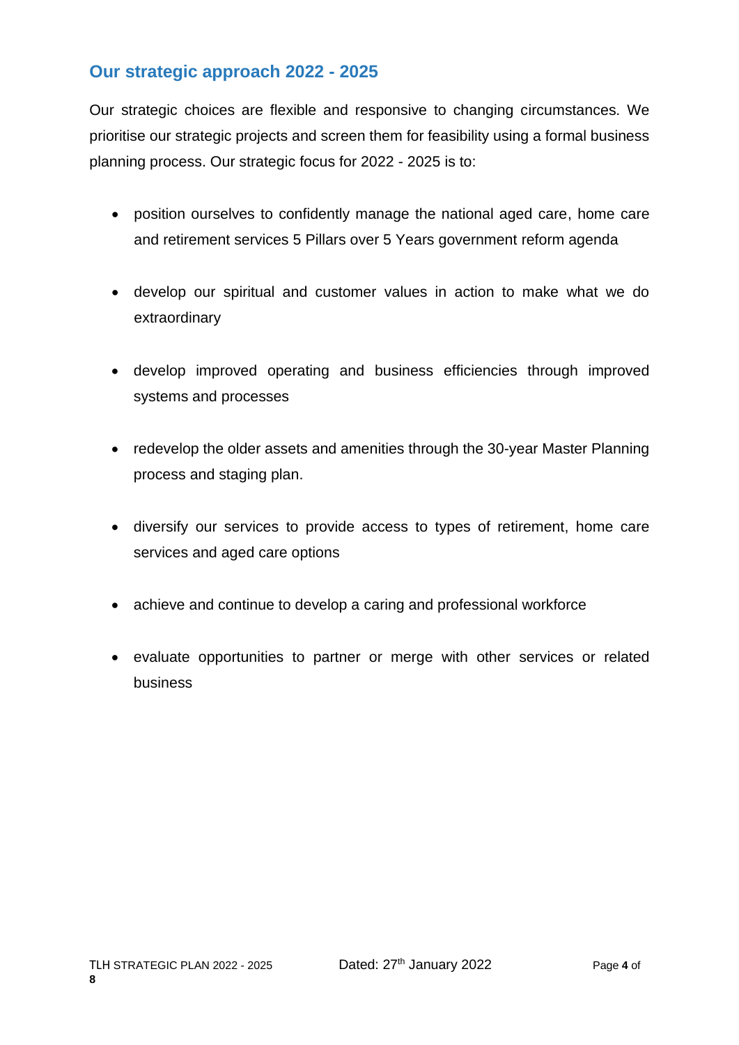## Our strategic approach 2022 - 2025

Our strategic choices are flexible and responsive to changing circumstances. We prioritise our strategic projects and screen them for feasibility using a formal business planning process. Our strategic focus for 2022 - 2025 is to:

- position ourselves to confidently manage the national aged care, home care and retirement services 5 Pillars over 5 Years government reform agenda
- develop our spiritual and customer values in action to make what we do extraordinary
- develop improved operating and business efficiencies through improved systems and processes
- redevelop the older assets and amenities through the 30-year Master Planning process and staging plan.
- diversify our services to provide access to types of retirement, home care services and aged care options
- achieve and continue to develop a caring and professional workforce
- evaluate opportunities to partner or merge with other services or related business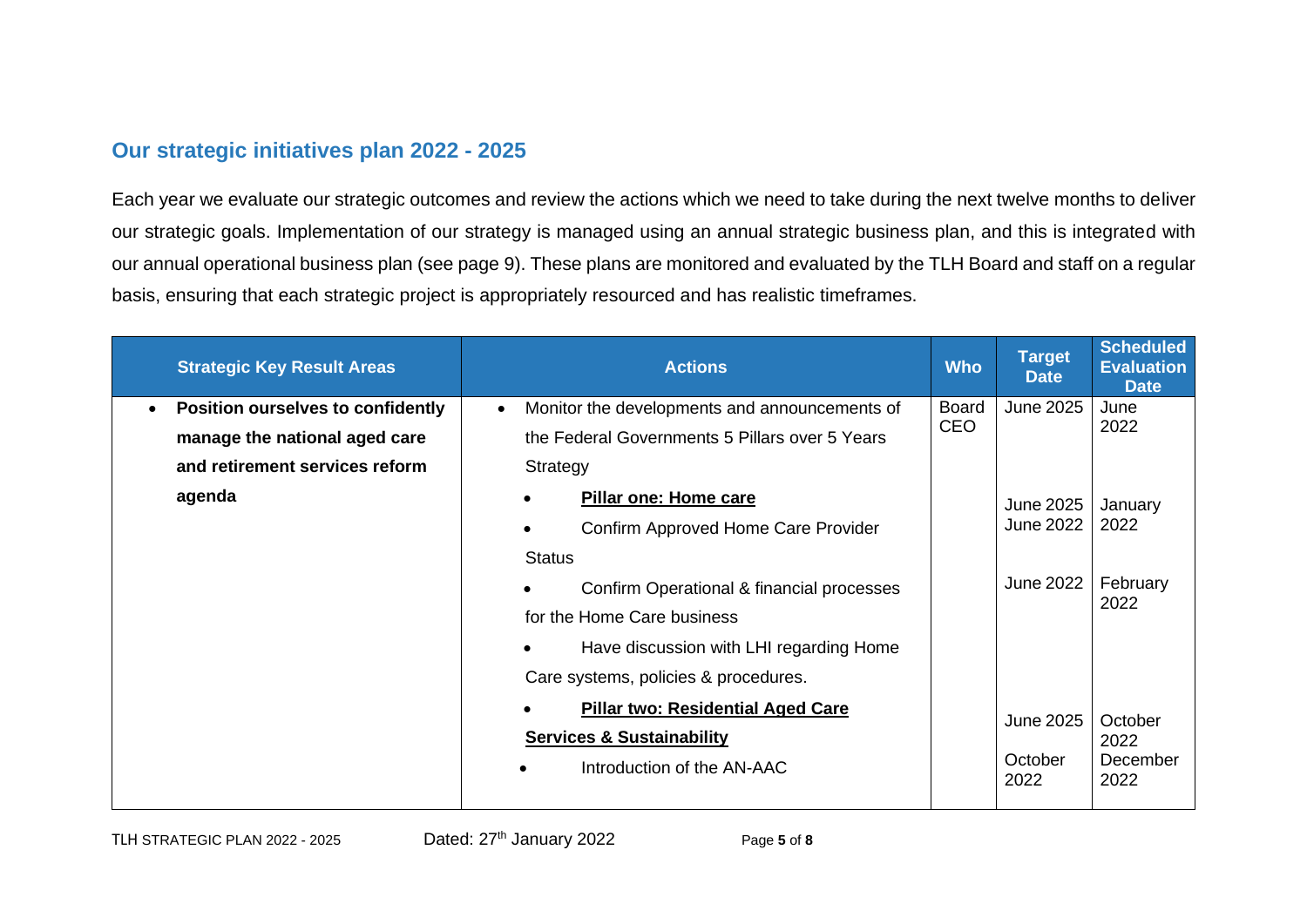## Our strategic initiatives plan 2022 - 2025

Each year we evaluate our strategic outcomes and review the actions which we need to take during the next twelve months to deliver our strategic goals. Implementation of our strategy is managed using an annual strategic business plan, and this is integrated with our annual operational business plan (see page 9). These plans are monitored and evaluated by the TLH Board and staff on a regular basis, ensuring that each strategic project is appropriately resourced and has realistic timeframes.

| Strategic Key Result Areas | Actions | Who | Target Date | Scheduled Evaluation Date |
|---|---|---|---|---|
| • **Position ourselves to confidently manage the national aged care and retirement services reform agenda** | • Monitor the developments and announcements of the Federal Governments 5 Pillars over 5 Years Strategy | Board CEO | June 2025 | June 2022 |
| | • **<u>Pillar one: Home care</u>** | | June 2025 | January 2022 |
| | • Confirm Approved Home Care Provider Status | | June 2022 | |
| | • Confirm Operational & financial processes for the Home Care business | | June 2022 | February 2022 |
| | • Have discussion with LHI regarding Home Care systems, policies & procedures. | | | |
| | • **<u>Pillar two: Residential Aged Care Services & Sustainability</u>** | | June 2025 | October 2022 |
| | • Introduction of the AN-AAC | | October 2022 | December 2022 |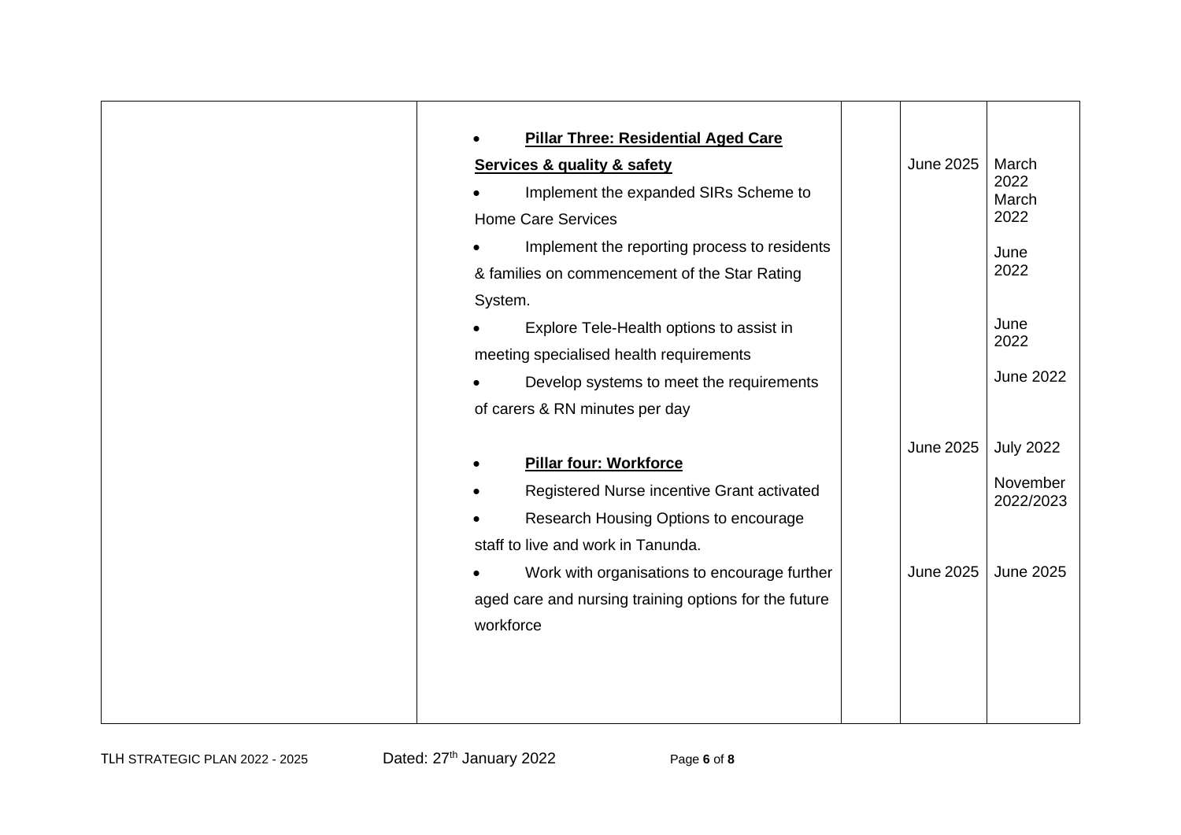| | | | | |
|---|---|---|---|---|
| | • **<u>Pillar Three: Residential Aged Care Services & quality & safety</u>**<br>• Implement the expanded SIRs Scheme to Home Care Services<br>• Implement the reporting process to residents & families on commencement of the Star Rating System.<br>• Explore Tele-Health options to assist in meeting specialised health requirements<br>• Develop systems to meet the requirements of carers & RN minutes per day | | June 2025 | March 2022<br>March 2022<br>June 2022<br>June 2022<br>June 2022 |
| | • **<u>Pillar four: Workforce</u>**<br>• Registered Nurse incentive Grant activated<br>• Research Housing Options to encourage staff to live and work in Tanunda. | | June 2025 | July 2022<br>November 2022/2023 |
| | • Work with organisations to encourage further aged care and nursing training options for the future workforce | | June 2025 | June 2025 |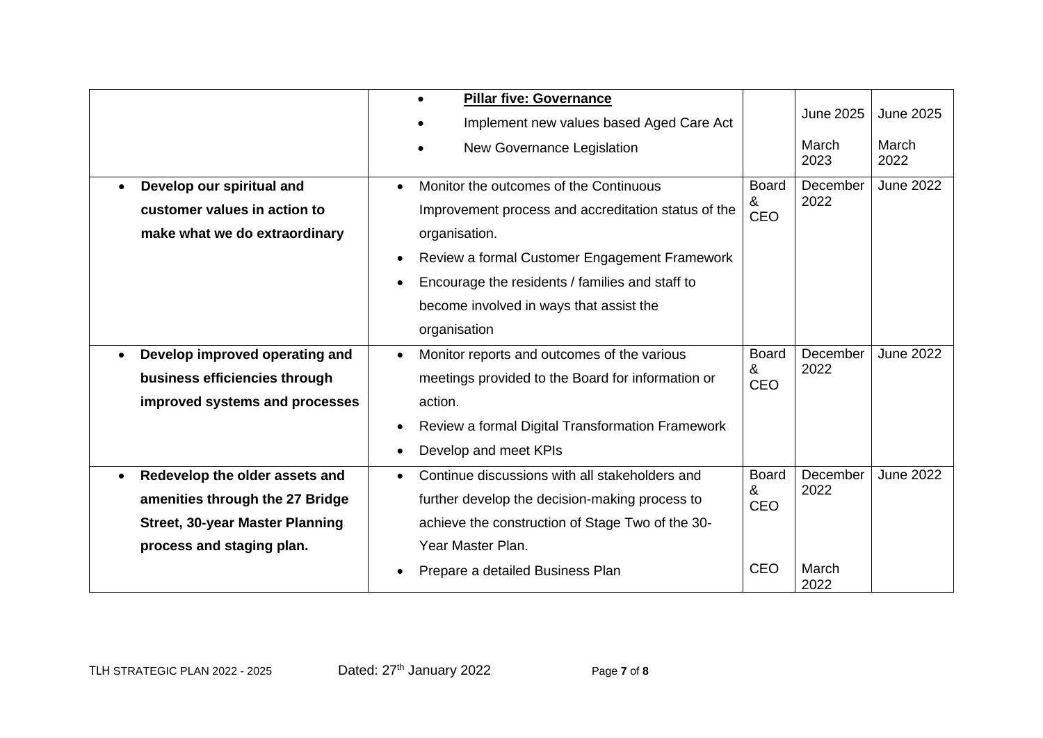| | | | | |
|---|---|---|---|---|
| | • **Pillar five: Governance**<br>• Implement new values based Aged Care Act<br>• New Governance Legislation | | June 2025<br>March 2023 | June 2025<br>March 2022 |
| • **Develop our spiritual and customer values in action to make what we do extraordinary** | • Monitor the outcomes of the Continuous Improvement process and accreditation status of the organisation.<br>• Review a formal Customer Engagement Framework<br>• Encourage the residents / families and staff to become involved in ways that assist the organisation | Board & CEO | December 2022 | June 2022 |
| • **Develop improved operating and business efficiencies through improved systems and processes** | • Monitor reports and outcomes of the various meetings provided to the Board for information or action.<br>• Review a formal Digital Transformation Framework<br>• Develop and meet KPIs | Board & CEO | December 2022 | June 2022 |
| • **Redevelop the older assets and amenities through the 27 Bridge Street, 30-year Master Planning process and staging plan.** | • Continue discussions with all stakeholders and further develop the decision-making process to achieve the construction of Stage Two of the 30-Year Master Plan.<br>• Prepare a detailed Business Plan | Board & CEO<br><br>CEO | December 2022<br><br>March 2022 | June 2022 |

TLH STRATEGIC PLAN 2022 - 2025 Dated: 27th January 2022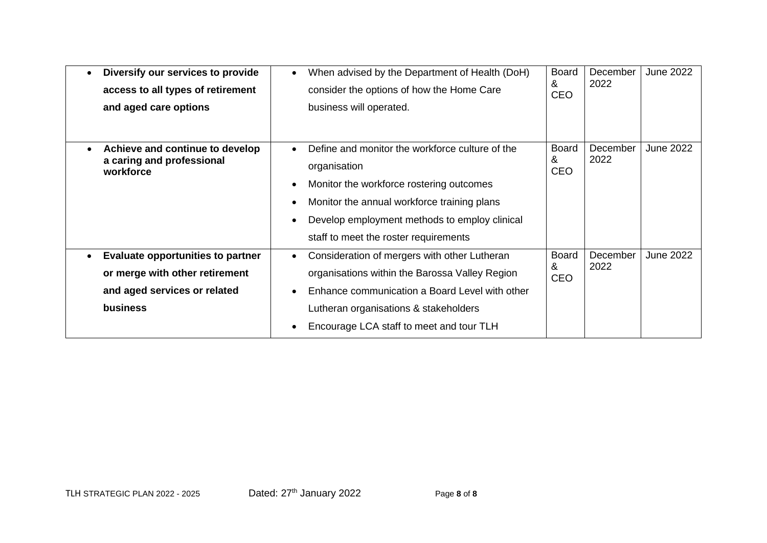| | | | | |
|---|---|---|---|---|
| • **Diversify our services to provide access to all types of retirement and aged care options** | • When advised by the Department of Health (DoH) consider the options of how the Home Care business will operated. | Board & CEO | December 2022 | June 2022 |
| • **Achieve and continue to develop a caring and professional workforce** | • Define and monitor the workforce culture of the organisation<br>• Monitor the workforce rostering outcomes<br>• Monitor the annual workforce training plans<br>• Develop employment methods to employ clinical staff to meet the roster requirements | Board & CEO | December 2022 | June 2022 |
| • **Evaluate opportunities to partner or merge with other retirement and aged services or related business** | • Consideration of mergers with other Lutheran organisations within the Barossa Valley Region<br>• Enhance communication a Board Level with other Lutheran organisations & stakeholders<br>• Encourage LCA staff to meet and tour TLH | Board & CEO | December 2022 | June 2022 |